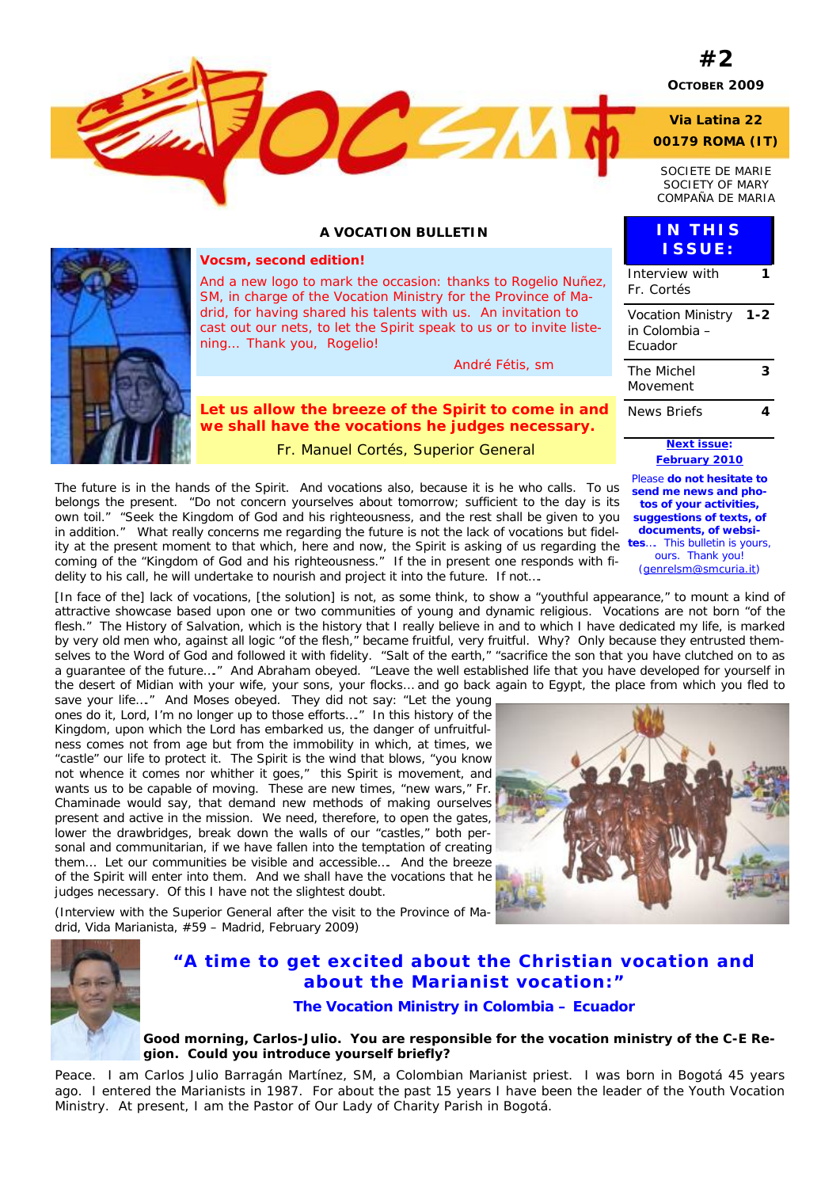**#2**

**OCTOBER 2009**

**Via Latina 22**
**00179 ROMA (IT)**

SOCIETE DE MARIE
SOCIETY OF MARY
COMPAÑA DE MARIA

**A VOCATION BULLETIN**

**Vocsm, second edition!**

And a new logo to mark the occasion: thanks to Rogelio Nuñez, SM, in charge of the Vocation Ministry for the Province of Madrid, for having shared his talents with us. An invitation to cast out our nets, to let the Spirit speak to us or to invite listening… Thank you, Rogelio!

André Fétis, sm

## IN THIS ISSUE:

| | |
|---|---|
| Interview with Fr. Cortés | 1 |
| Vocation Ministry in Colombia – Ecuador | 1-2 |
| The Michel Movement | 3 |
| News Briefs | 4 |

**Next issue: February 2010**

Please **do not hesitate to send me news and photos of your activities, suggestions of texts, of documents, of websites**… This bulletin is yours, ours. Thank you! (genrelsm@smcuria.it)

**Let us allow the breeze of the Spirit to come in and we shall have the vocations he judges necessary.**

Fr. Manuel Cortés, Superior General

The future is in the hands of the Spirit. And vocations also, because it is he who calls. To us belongs the present. "Do not concern yourselves about tomorrow; sufficient to the day is its own toil." "Seek the Kingdom of God and his righteousness, and the rest shall be given to you in addition." What really concerns me regarding the future is not the lack of vocations but fidelity at the present moment to that which, here and now, the Spirit is asking of us regarding the coming of the "Kingdom of God and his righteousness." If the in present one responds with fidelity to his call, he will undertake to nourish and project it into the future. If not….

[In face of the] lack of vocations, [the solution] is not, as some think, to show a "youthful appearance," to mount a kind of attractive showcase based upon one or two communities of young and dynamic religious. Vocations are not born "of the flesh." The History of Salvation, which is the history that I really believe in and to which I have dedicated my life, is marked by very old men who, against all logic "of the flesh," became fruitful, very fruitful. Why? Only because they entrusted themselves to the Word of God and followed it with fidelity. "Salt of the earth," "sacrifice the son that you have clutched on to as a guarantee of the future…" And Abraham obeyed. "Leave the well established life that you have developed for yourself in the desert of Midian with your wife, your sons, your flocks… and go back again to Egypt, the place from which you fled to save your life…" And Moses obeyed. They did not say: "Let the young ones do it, Lord, I'm no longer up to those efforts…" In this history of the Kingdom, upon which the Lord has embarked us, the danger of unfruitfulness comes not from age but from the immobility in which, at times, we "castle" our life to protect it. The Spirit is the wind that blows, "you know not whence it comes nor whither it goes," this Spirit is movement, and wants us to be capable of moving. These are new times, "new wars," Fr. Chaminade would say, that demand new methods of making ourselves present and active in the mission. We need, therefore, to open the gates, lower the drawbridges, break down the walls of our "castles," both personal and communitarian, if we have fallen into the temptation of creating them… Let our communities be visible and accessible…. And the breeze of the Spirit will enter into them. And we shall have the vocations that he judges necessary. Of this I have not the slightest doubt.

(Interview with the Superior General after the visit to the Province of Madrid, Vida Marianista, #59 – Madrid, February 2009)

## "A time to get excited about the Christian vocation and about the Marianist vocation:"

### The Vocation Ministry in Colombia – Ecuador

**Good morning, Carlos-Julio. You are responsible for the vocation ministry of the C-E Region. Could you introduce yourself briefly?**

Peace. I am Carlos Julio Barragán Martínez, SM, a Colombian Marianist priest. I was born in Bogotá 45 years ago. I entered the Marianists in 1987. For about the past 15 years I have been the leader of the Youth Vocation Ministry. At present, I am the Pastor of Our Lady of Charity Parish in Bogotá.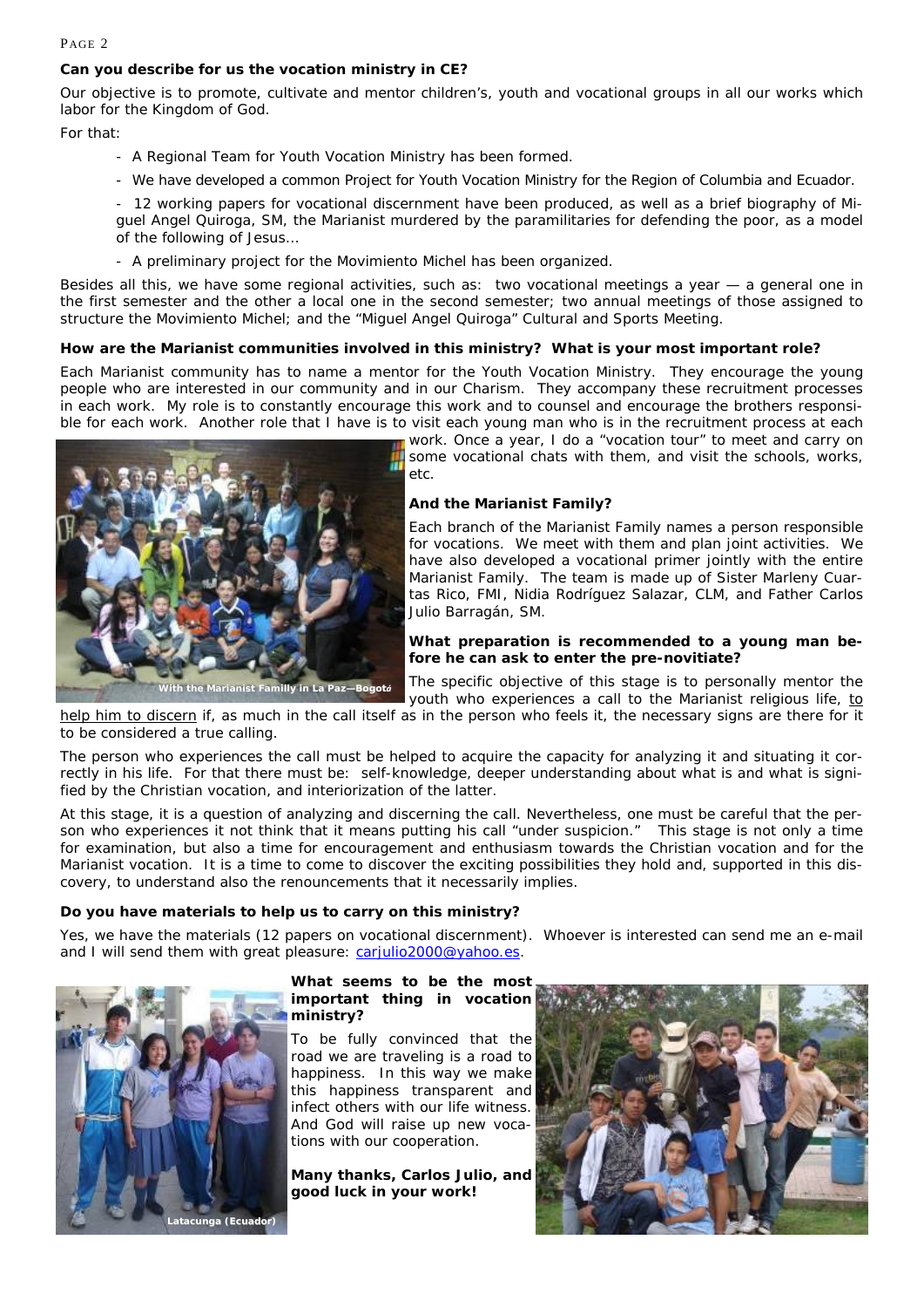**Can you describe for us the vocation ministry in CE?**

Our objective is to promote, cultivate and mentor children's, youth and vocational groups in all our works which labor for the Kingdom of God.

For that:

- A Regional Team for Youth Vocation Ministry has been formed.
- We have developed a common Project for Youth Vocation Ministry for the Region of Columbia and Ecuador.
- 12 working papers for vocational discernment have been produced, as well as a brief biography of Miguel Angel Quiroga, SM, the Marianist murdered by the paramilitaries for defending the poor, as a model of the following of Jesus…
- A preliminary project for the Movimiento Michel has been organized.

Besides all this, we have some regional activities, such as: two vocational meetings a year — a general one in the first semester and the other a local one in the second semester; two annual meetings of those assigned to structure the Movimiento Michel; and the "Miguel Angel Quiroga" Cultural and Sports Meeting.

**How are the Marianist communities involved in this ministry? What is your most important role?**

Each Marianist community has to name a mentor for the Youth Vocation Ministry. They encourage the young people who are interested in our community and in our Charism. They accompany these recruitment processes in each work. My role is to constantly encourage this work and to counsel and encourage the brothers responsible for each work. Another role that I have is to visit each young man who is in the recruitment process at each work. Once a year, I do a "vocation tour" to meet and carry on some vocational chats with them, and visit the schools, works, etc.

With the Marianist Familly in La Paz—Bogotá

**And the Marianist Family?**

Each branch of the Marianist Family names a person responsible for vocations. We meet with them and plan joint activities. We have also developed a vocational primer jointly with the entire Marianist Family. The team is made up of Sister Marleny Cuartas Rico, FMI, Nidia Rodríguez Salazar, CLM, and Father Carlos Julio Barragán, SM.

**What preparation is recommended to a young man before he can ask to enter the pre-novitiate?**

The specific objective of this stage is to personally mentor the youth who experiences a call to the Marianist religious life, to help him to discern if, as much in the call itself as in the person who feels it, the necessary signs are there for it to be considered a true calling.

The person who experiences the call must be helped to acquire the capacity for analyzing it and situating it correctly in his life. For that there must be: self-knowledge, deeper understanding about what is and what is signified by the Christian vocation, and interiorization of the latter.

At this stage, it is a question of analyzing and discerning the call. Nevertheless, one must be careful that the person who experiences it not think that it means putting his call "under suspicion." This stage is not only a time for examination, but also a time for encouragement and enthusiasm towards the Christian vocation and for the Marianist vocation. It is a time to come to discover the exciting possibilities they hold and, supported in this discovery, to understand also the renouncements that it necessarily implies.

**Do you have materials to help us to carry on this ministry?**

Yes, we have the materials (12 papers on vocational discernment). Whoever is interested can send me an e-mail and I will send them with great pleasure: carjulio2000@yahoo.es.

Latacunga (Ecuador)

**What seems to be the most important thing in vocation ministry?**

To be fully convinced that the road we are traveling is a road to happiness. In this way we make this happiness transparent and infect others with our life witness. And God will raise up new vocations with our cooperation.

**Many thanks, Carlos Julio, and good luck in your work!**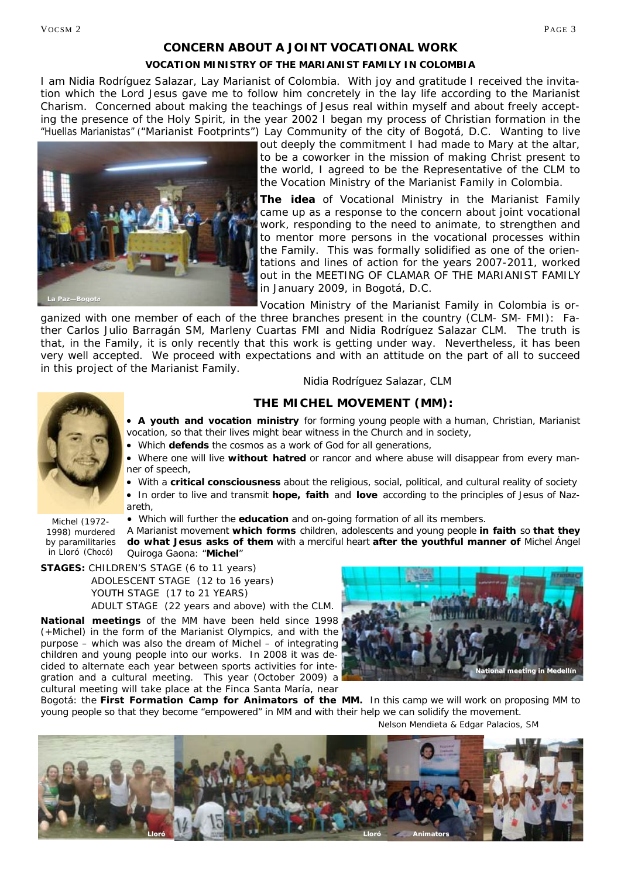## CONCERN ABOUT A JOINT VOCATIONAL WORK

### VOCATION MINISTRY OF THE MARIANIST FAMILY IN COLOMBIA

I am Nidia Rodríguez Salazar, Lay Marianist of Colombia. With joy and gratitude I received the invitation which the Lord Jesus gave me to follow him concretely in the lay life according to the Marianist Charism. Concerned about making the teachings of Jesus real within myself and about freely accepting the presence of the Holy Spirit, in the year 2002 I began my process of Christian formation in the "Huellas Marianistas" ("Marianist Footprints") Lay Community of the city of Bogotá, D.C. Wanting to live out deeply the commitment I had made to Mary at the altar, to be a coworker in the mission of making Christ present to the world, I agreed to be the Representative of the CLM to the Vocation Ministry of the Marianist Family in Colombia.

La Paz—Bogotá

**The idea** of Vocational Ministry in the Marianist Family came up as a response to the concern about joint vocational work, responding to the need to animate, to strengthen and to mentor more persons in the vocational processes within the Family. This was formally solidified as one of the orientations and lines of action for the years 2007-2011, worked out in the MEETING OF CLAMAR OF THE MARIANIST FAMILY in January 2009, in Bogotá, D.C.

Vocation Ministry of the Marianist Family in Colombia is organized with one member of each of the three branches present in the country (CLM- SM- FMI): Father Carlos Julio Barragán SM, Marleny Cuartas FMI and Nidia Rodríguez Salazar CLM. The truth is that, in the Family, it is only recently that this work is getting under way. Nevertheless, it has been very well accepted. We proceed with expectations and with an attitude on the part of all to succeed in this project of the Marianist Family.

Nidia Rodríguez Salazar, CLM

## THE MICHEL MOVEMENT (MM):

- **A youth and vocation ministry** for forming young people with a human, Christian, Marianist vocation, so that their lives might bear witness in the Church and in society,
- Which **defends** the cosmos as a work of God for all generations,
- Where one will live **without hatred** or rancor and where abuse will disappear from every manner of speech,
- With a **critical consciousness** about the religious, social, political, and cultural reality of society
- In order to live and transmit **hope, faith** and **love** according to the principles of Jesus of Nazareth,
- Which will further the **education** and on-going formation of all its members.

A Marianist movement **which forms** children, adolescents and young people **in faith** so **that they do what Jesus asks of them** with a merciful heart **after the youthful manner of** Michel Ángel Quiroga Gaona: "**Michel**"

Michel (1972-1998) murdered by paramilitaries in Lloró (Chocó)

**STAGES:** CHILDREN'S STAGE (6 to 11 years)
ADOLESCENT STAGE (12 to 16 years)
YOUTH STAGE (17 to 21 YEARS)
ADULT STAGE (22 years and above) with the CLM.

**National meetings** of the MM have been held since 1998 (+Michel) in the form of the Marianist Olympics, and with the purpose – which was also the dream of Michel – of integrating children and young people into our works. In 2008 it was decided to alternate each year between sports activities for integration and a cultural meeting. This year (October 2009) a cultural meeting will take place at the Finca Santa María, near Bogotá: the **First Formation Camp for Animators of the MM.** In this camp we will work on proposing MM to young people so that they become "empowered" in MM and with their help we can solidify the movement.

National meeting in Medellín

Nelson Mendieta & Edgar Palacios, SM

Lloró — Lloró — Animators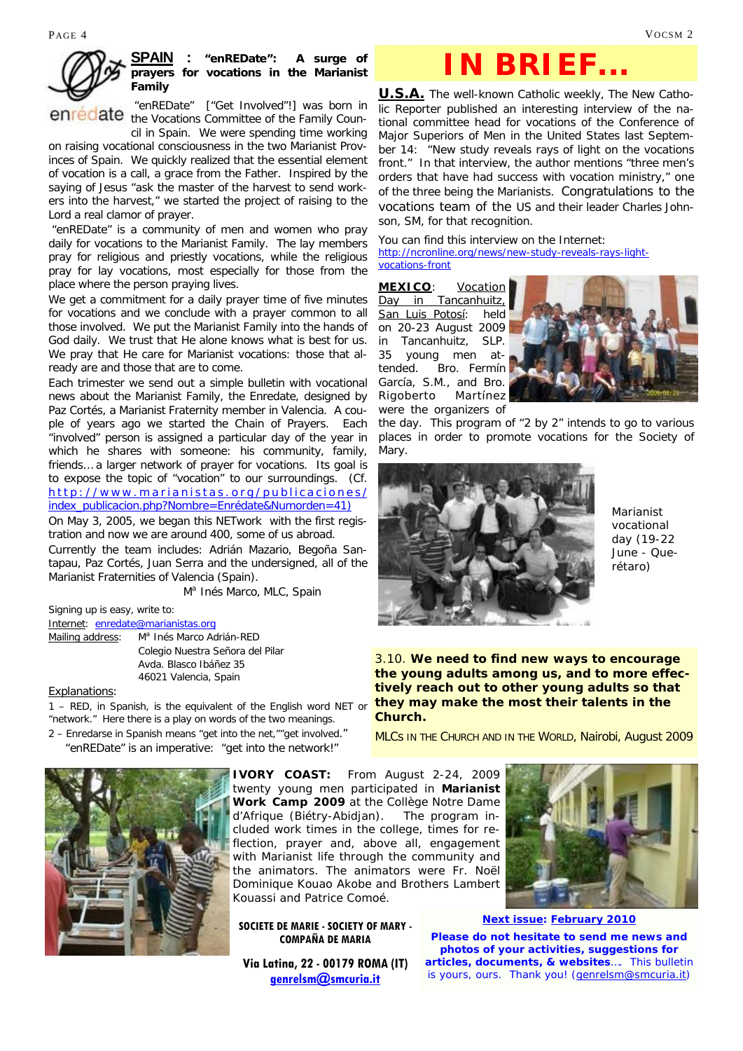## SPAIN : "enREDate": A surge of prayers for vocations in the Marianist Family

enrédate

"enREDate" ["Get Involved"!] was born in the Vocations Committee of the Family Council in Spain. We were spending time working on raising vocational consciousness in the two Marianist Provinces of Spain. We quickly realized that the essential element of vocation is a call, a grace from the Father. Inspired by the saying of Jesus "ask the master of the harvest to send workers into the harvest," we started the project of raising to the Lord a real clamor of prayer.

"enREDate" is a community of men and women who pray daily for vocations to the Marianist Family. The lay members pray for religious and priestly vocations, while the religious pray for lay vocations, most especially for those from the place where the person praying lives.

We get a commitment for a daily prayer time of five minutes for vocations and we conclude with a prayer common to all those involved. We put the Marianist Family into the hands of God daily. We trust that He alone knows what is best for us. We pray that He care for Marianist vocations: those that already are and those that are to come.

Each trimester we send out a simple bulletin with vocational news about the Marianist Family, the Enredate, designed by Paz Cortés, a Marianist Fraternity member in Valencia. A couple of years ago we started the Chain of Prayers. Each "involved" person is assigned a particular day of the year in which he shares with someone: his community, family, friends… a larger network of prayer for vocations. Its goal is to expose the topic of "vocation" to our surroundings. (Cf. http://www.marianistas.org/publicaciones/index_publicacion.php?Nombre=Enrédate&Numorden=41)

On May 3, 2005, we began this NETwork with the first registration and now we are around 400, some of us abroad.

Currently the team includes: Adrián Mazario, Begoña Santapau, Paz Cortés, Juan Serra and the undersigned, all of the Marianist Fraternities of Valencia (Spain).

Mª Inés Marco, MLC, Spain

Signing up is easy, write to:

Internet: enredate@marianistas.org

Mailing address: Mª Inés Marco Adrián-RED
Colegio Nuestra Señora del Pilar
Avda. Blasco Ibáñez 35
46021 Valencia, Spain

Explanations:

1 – RED, in Spanish, is the equivalent of the English word NET or "network." Here there is a play on words of the two meanings.

2 – Enredarse in Spanish means "get into the net,""get involved." "enREDate" is an imperative: "get into the network!"

# IN BRIEF…

**U.S.A.** The well-known Catholic weekly, The New Catholic Reporter published an interesting interview of the national committee head for vocations of the Conference of Major Superiors of Men in the United States last September 14: "New study reveals rays of light on the vocations front." In that interview, the author mentions "three men's orders that have had success with vocation ministry," one of the three being the Marianists. Congratulations to the vocations team of the US and their leader Charles Johnson, SM, for that recognition.

You can find this interview on the Internet: http://ncronline.org/news/new-study-reveals-rays-light-vocations-front

**MEXICO**: Vocation Day in Tancanhuitz, San Luis Potosí: held on 20-23 August 2009 in Tancanhuitz, SLP. 35 young men attended. Bro. Fermín García, S.M., and Bro. Rigoberto Martínez were the organizers of the day. This program of "2 by 2" intends to go to various places in order to promote vocations for the Society of Mary.

Marianist vocational day (19-22 June - Querétaro)

3.10. **We need to find new ways to encourage the young adults among us, and to more effectively reach out to other young adults so that they may make the most their talents in the Church.**

MLCs in the Church and in the World, Nairobi, August 2009

**IVORY COAST:** From August 2-24, 2009 twenty young men participated in **Marianist Work Camp 2009** at the Collège Notre Dame d'Afrique (Biétry-Abidjan). The program included work times in the college, times for reflection, prayer and, above all, engagement with Marianist life through the community and the animators. The animators were Fr. Noël Dominique Kouao Akobe and Brothers Lambert Kouassi and Patrice Comoé.

**SOCIETE DE MARIE - SOCIETY OF MARY - COMPAÑA DE MARIA**

**Via Latina, 22 - 00179 ROMA (IT)**
**genrelsm@smcuria.it**

**Next issue: February 2010**

**Please do not hesitate to send me news and photos of your activities, suggestions for articles, documents, & websites….** This bulletin is yours, ours. Thank you! (genrelsm@smcuria.it)